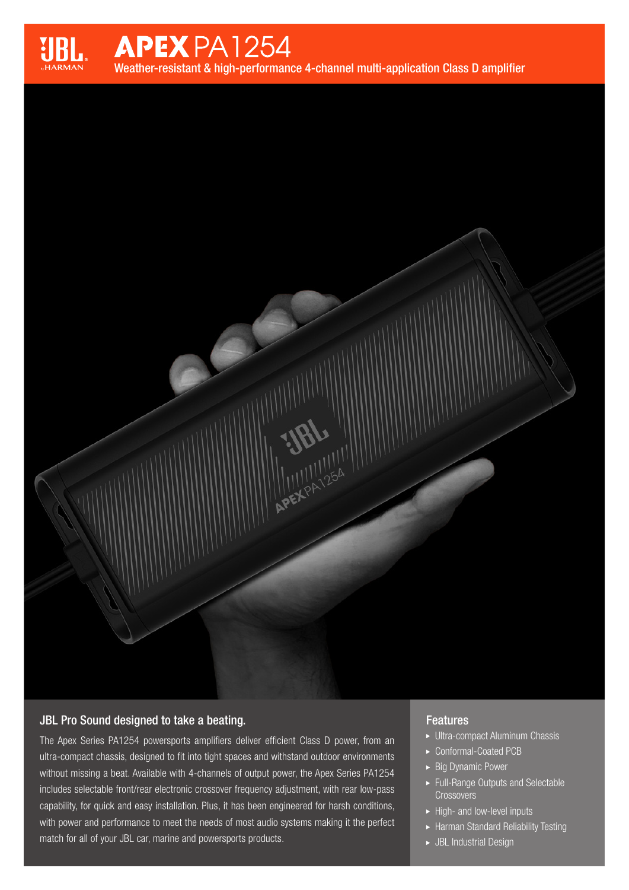# APEX PA1254

Weather-resistant & high-performance 4-channel multi-application Class D amplifier

## JBL Pro Sound designed to take a beating.

The Apex Series PA1254 powersports amplifiers deliver efficient Class D power, from an ultra-compact chassis, designed to fit into tight spaces and withstand outdoor environments without missing a beat. Available with 4-channels of output power, the Apex Series PA1254 includes selectable front/rear electronic crossover frequency adjustment, with rear low-pass capability, for quick and easy installation. Plus, it has been engineered for harsh conditions, with power and performance to meet the needs of most audio systems making it the perfect match for all of your JBL car, marine and powersports products.

## Features

- Ultra-compact Aluminum Chassis
- Conformal-Coated PCB
- Big Dynamic Power
- Full-Range Outputs and Selectable Crossovers
- High- and low-level inputs
- Harman Standard Reliability Testing
- JBL Industrial Design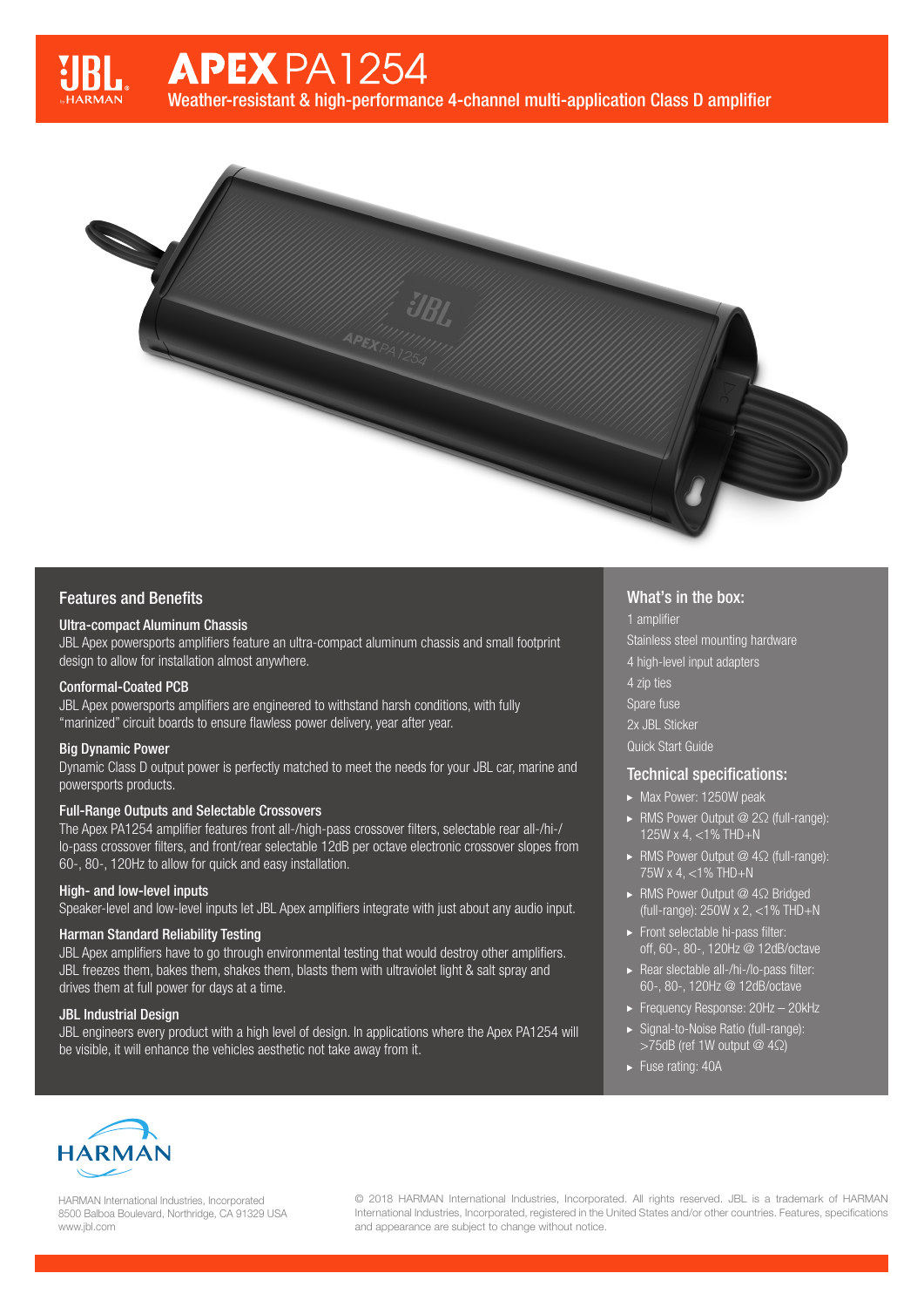# APEX PA1254

Weather-resistant & high-performance 4-channel multi-application Class D amplifier

## Features and Benefits

### Ultra-compact Aluminum Chassis

JBL Apex powersports amplifiers feature an ultra-compact aluminum chassis and small footprint design to allow for installation almost anywhere.

### Conformal-Coated PCB

JBL Apex powersports amplifiers are engineered to withstand harsh conditions, with fully "marinized" circuit boards to ensure flawless power delivery, year after year.

### Big Dynamic Power

Dynamic Class D output power is perfectly matched to meet the needs for your JBL car, marine and powersports products.

### Full-Range Outputs and Selectable Crossovers

The Apex PA1254 amplifier features front all-/high-pass crossover filters, selectable rear all-/hi-/lo-pass crossover filters, and front/rear selectable 12dB per octave electronic crossover slopes from 60-, 80-, 120Hz to allow for quick and easy installation.

### High- and low-level inputs

Speaker-level and low-level inputs let JBL Apex amplifiers integrate with just about any audio input.

### Harman Standard Reliability Testing

JBL Apex amplifiers have to go through environmental testing that would destroy other amplifiers. JBL freezes them, bakes them, shakes them, blasts them with ultraviolet light & salt spray and drives them at full power for days at a time.

### JBL Industrial Design

JBL engineers every product with a high level of design. In applications where the Apex PA1254 will be visible, it will enhance the vehicles aesthetic not take away from it.

## What's in the box:

1 amplifier
Stainless steel mounting hardware
4 high-level input adapters
4 zip ties
Spare fuse
2x JBL Sticker
Quick Start Guide

## Technical specifications:

- Max Power: 1250W peak
- RMS Power Output @ 2Ω (full-range): 125W x 4, <1% THD+N
- RMS Power Output @ 4Ω (full-range): 75W x 4, <1% THD+N
- RMS Power Output @ 4Ω Bridged (full-range): 250W x 2, <1% THD+N
- Front selectable hi-pass filter: off, 60-, 80-, 120Hz @ 12dB/octave
- Rear slectable all-/hi-/lo-pass filter: 60-, 80-, 120Hz @ 12dB/octave
- Frequency Response: 20Hz – 20kHz
- Signal-to-Noise Ratio (full-range): >75dB (ref 1W output @ 4Ω)
- Fuse rating: 40A

HARMAN International Industries, Incorporated
8500 Balboa Boulevard, Northridge, CA 91329 USA
www.jbl.com

© 2018 HARMAN International Industries, Incorporated. All rights reserved. JBL is a trademark of HARMAN International Industries, Incorporated, registered in the United States and/or other countries. Features, specifications and appearance are subject to change without notice.